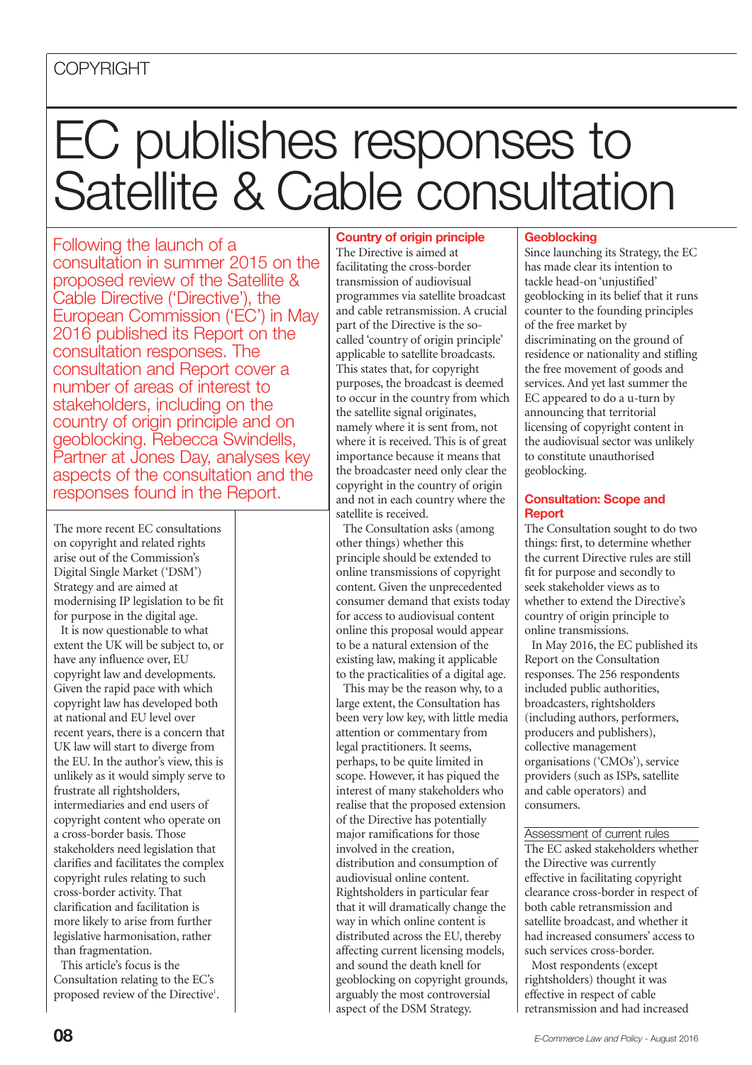# EC publishes responses to Satellite & Cable consultation

Following the launch of a consultation in summer 2015 on the proposed review of the Satellite & Cable Directive ('Directive'), the European Commission ('EC') in May 2016 published its Report on the consultation responses. The consultation and Report cover a number of areas of interest to stakeholders, including on the country of origin principle and on geoblocking. Rebecca Swindells, Partner at Jones Day, analyses key aspects of the consultation and the responses found in the Report.

The more recent EC consultations on copyright and related rights arise out of the Commission's Digital Single Market ('DSM') Strategy and are aimed at modernising IP legislation to be fit for purpose in the digital age.

It is now questionable to what extent the UK will be subject to, or have any influence over, EU copyright law and developments. Given the rapid pace with which copyright law has developed both at national and EU level over recent years, there is a concern that UK law will start to diverge from the EU. In the author's view, this is unlikely as it would simply serve to frustrate all rightsholders, intermediaries and end users of copyright content who operate on a cross-border basis. Those stakeholders need legislation that clarifies and facilitates the complex copyright rules relating to such cross-border activity. That clarification and facilitation is more likely to arise from further legislative harmonisation, rather than fragmentation.

This article's focus is the Consultation relating to the EC's proposed review of the Directive[1].

## Country of origin principle

The Directive is aimed at facilitating the cross-border transmission of audiovisual programmes via satellite broadcast and cable retransmission. A crucial part of the Directive is the so-called 'country of origin principle' applicable to satellite broadcasts. This states that, for copyright purposes, the broadcast is deemed to occur in the country from which the satellite signal originates, namely where it is sent from, not where it is received. This is of great importance because it means that the broadcaster need only clear the copyright in the country of origin and not in each country where the satellite is received.

The Consultation asks (among other things) whether this principle should be extended to online transmissions of copyright content. Given the unprecedented consumer demand that exists today for access to audiovisual content online this proposal would appear to be a natural extension of the existing law, making it applicable to the practicalities of a digital age.

This may be the reason why, to a large extent, the Consultation has been very low key, with little media attention or commentary from legal practitioners. It seems, perhaps, to be quite limited in scope. However, it has piqued the interest of many stakeholders who realise that the proposed extension of the Directive has potentially major ramifications for those involved in the creation, distribution and consumption of audiovisual online content. Rightsholders in particular fear that it will dramatically change the way in which online content is distributed across the EU, thereby affecting current licensing models, and sound the death knell for geoblocking on copyright grounds, arguably the most controversial aspect of the DSM Strategy.

## Geoblocking

Since launching its Strategy, the EC has made clear its intention to tackle head-on 'unjustified' geoblocking in its belief that it runs counter to the founding principles of the free market by discriminating on the ground of residence or nationality and stifling the free movement of goods and services. And yet last summer the EC appeared to do a u-turn by announcing that territorial licensing of copyright content in the audiovisual sector was unlikely to constitute unauthorised geoblocking.

## Consultation: Scope and Report

The Consultation sought to do two things: first, to determine whether the current Directive rules are still fit for purpose and secondly to seek stakeholder views as to whether to extend the Directive's country of origin principle to online transmissions.

In May 2016, the EC published its Report on the Consultation responses. The 256 respondents included public authorities, broadcasters, rightsholders (including authors, performers, producers and publishers), collective management organisations ('CMOs'), service providers (such as ISPs, satellite and cable operators) and consumers.

### Assessment of current rules

The EC asked stakeholders whether the Directive was currently effective in facilitating copyright clearance cross-border in respect of both cable retransmission and satellite broadcast, and whether it had increased consumers' access to such services cross-border.

Most respondents (except rightsholders) thought it was effective in respect of cable retransmission and had increased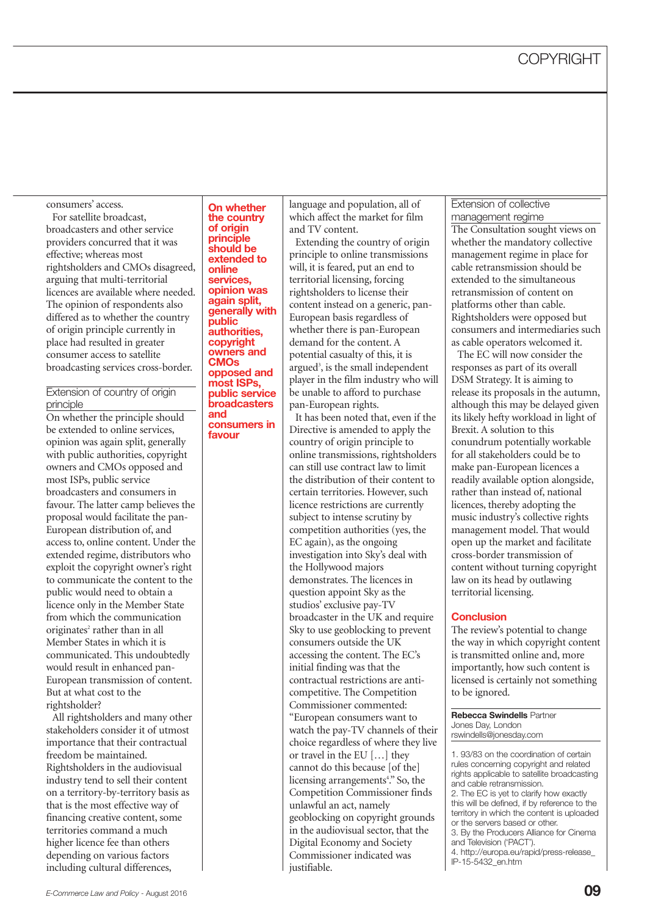consumers' access.

For satellite broadcast, broadcasters and other service providers concurred that it was effective; whereas most rightsholders and CMOs disagreed, arguing that multi-territorial licences are available where needed. The opinion of respondents also differed as to whether the country of origin principle currently in place had resulted in greater consumer access to satellite broadcasting services cross-border.

### Extension of country of origin principle

On whether the principle should be extended to online services, opinion was again split, generally with public authorities, copyright owners and CMOs opposed and most ISPs, public service broadcasters and consumers in favour. The latter camp believes the proposal would facilitate the pan-European distribution of, and access to, online content. Under the extended regime, distributors who exploit the copyright owner's right to communicate the content to the public would need to obtain a licence only in the Member State from which the communication originates[2] rather than in all Member States in which it is communicated. This undoubtedly would result in enhanced pan-European transmission of content. But at what cost to the rightsholder?

**On whether the country of origin principle should be extended to online services, opinion was again split, generally with public authorities, copyright owners and CMOs opposed and most ISPs, public service broadcasters and consumers in favour**

All rightsholders and many other stakeholders consider it of utmost importance that their contractual freedom be maintained. Rightsholders in the audiovisual industry tend to sell their content on a territory-by-territory basis as that is the most effective way of financing creative content, some territories command a much higher licence fee than others depending on various factors including cultural differences, language and population, all of which affect the market for film and TV content.

Extending the country of origin principle to online transmissions will, it is feared, put an end to territorial licensing, forcing rightsholders to license their content instead on a generic, pan-European basis regardless of whether there is pan-European demand for the content. A potential casualty of this, it is argued[3], is the small independent player in the film industry who will be unable to afford to purchase pan-European rights.

It has been noted that, even if the Directive is amended to apply the country of origin principle to online transmissions, rightsholders can still use contract law to limit the distribution of their content to certain territories. However, such licence restrictions are currently subject to intense scrutiny by competition authorities (yes, the EC again), as the ongoing investigation into Sky's deal with the Hollywood majors demonstrates. The licences in question appoint Sky as the studios' exclusive pay-TV broadcaster in the UK and require Sky to use geoblocking to prevent consumers outside the UK accessing the content. The EC's initial finding was that the contractual restrictions are anti-competitive. The Competition Commissioner commented: "European consumers want to watch the pay-TV channels of their choice regardless of where they live or travel in the EU […] they cannot do this because [of the] licensing arrangements[4]." So, the Competition Commissioner finds unlawful an act, namely geoblocking on copyright grounds in the audiovisual sector, that the Digital Economy and Society Commissioner indicated was justifiable.

### Extension of collective management regime

The Consultation sought views on whether the mandatory collective management regime in place for cable retransmission should be extended to the simultaneous retransmission of content on platforms other than cable. Rightsholders were opposed but consumers and intermediaries such as cable operators welcomed it.

The EC will now consider the responses as part of its overall DSM Strategy. It is aiming to release its proposals in the autumn, although this may be delayed given its likely hefty workload in light of Brexit. A solution to this conundrum potentially workable for all stakeholders could be to make pan-European licences a readily available option alongside, rather than instead of, national licences, thereby adopting the music industry's collective rights management model. That would open up the market and facilitate cross-border transmission of content without turning copyright law on its head by outlawing territorial licensing.

### Conclusion

The review's potential to change the way in which copyright content is transmitted online and, more importantly, how such content is licensed is certainly not something to be ignored.

**Rebecca Swindells** Partner
Jones Day, London
rswindells@jonesday.com

1. 93/83 on the coordination of certain rules concerning copyright and related rights applicable to satellite broadcasting and cable retransmission.
2. The EC is yet to clarify how exactly this will be defined, if by reference to the territory in which the content is uploaded or the servers based or other.
3. By the Producers Alliance for Cinema and Television ('PACT').
4. http://europa.eu/rapid/press-release_IP-15-5432_en.htm